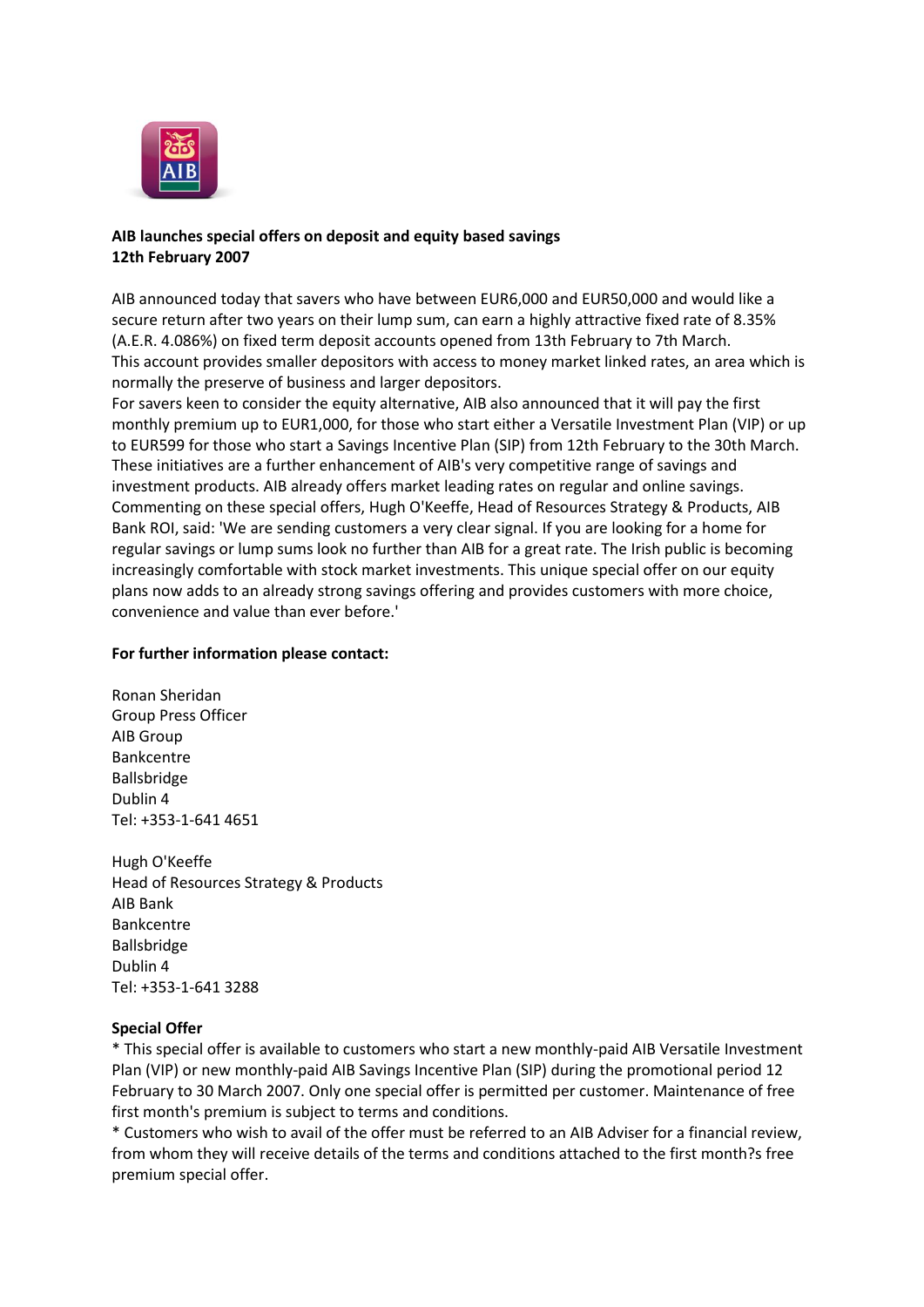**AIB launches special offers on deposit and equity based savings**
**12th February 2007**

AIB announced today that savers who have between EUR6,000 and EUR50,000 and would like a secure return after two years on their lump sum, can earn a highly attractive fixed rate of 8.35% (A.E.R. 4.086%) on fixed term deposit accounts opened from 13th February to 7th March.
This account provides smaller depositors with access to money market linked rates, an area which is normally the preserve of business and larger depositors.
For savers keen to consider the equity alternative, AIB also announced that it will pay the first monthly premium up to EUR1,000, for those who start either a Versatile Investment Plan (VIP) or up to EUR599 for those who start a Savings Incentive Plan (SIP) from 12th February to the 30th March.
These initiatives are a further enhancement of AIB's very competitive range of savings and investment products. AIB already offers market leading rates on regular and online savings.
Commenting on these special offers, Hugh O'Keeffe, Head of Resources Strategy & Products, AIB Bank ROI, said: 'We are sending customers a very clear signal. If you are looking for a home for regular savings or lump sums look no further than AIB for a great rate. The Irish public is becoming increasingly comfortable with stock market investments. This unique special offer on our equity plans now adds to an already strong savings offering and provides customers with more choice, convenience and value than ever before.'

**For further information please contact:**

Ronan Sheridan
Group Press Officer
AIB Group
Bankcentre
Ballsbridge
Dublin 4
Tel: +353-1-641 4651

Hugh O'Keeffe
Head of Resources Strategy & Products
AIB Bank
Bankcentre
Ballsbridge
Dublin 4
Tel: +353-1-641 3288

**Special Offer**

* This special offer is available to customers who start a new monthly-paid AIB Versatile Investment Plan (VIP) or new monthly-paid AIB Savings Incentive Plan (SIP) during the promotional period 12 February to 30 March 2007. Only one special offer is permitted per customer. Maintenance of free first month's premium is subject to terms and conditions.
* Customers who wish to avail of the offer must be referred to an AIB Adviser for a financial review, from whom they will receive details of the terms and conditions attached to the first month?s free premium special offer.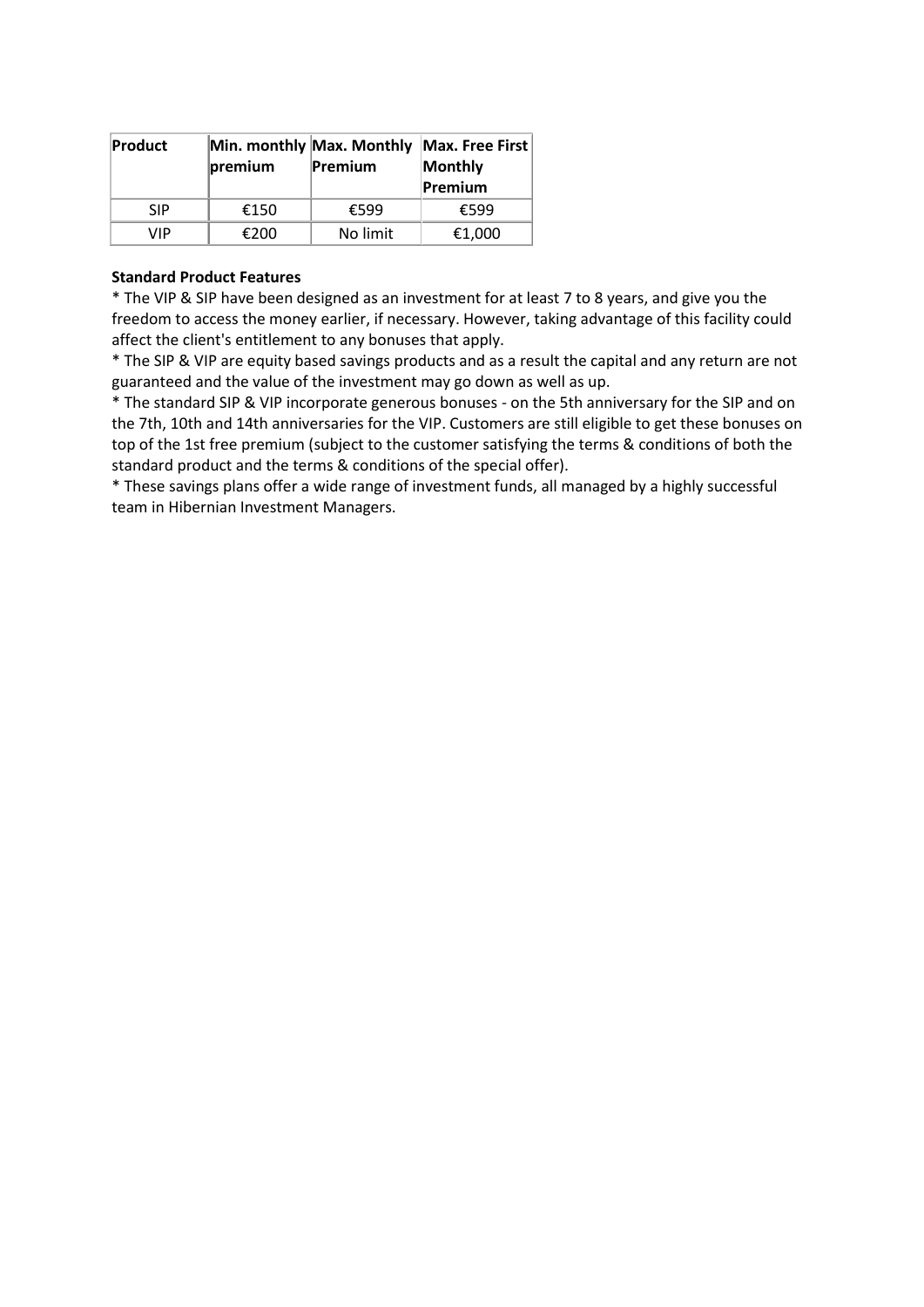| Product | Min. monthly premium | Max. Monthly Premium | Max. Free First Monthly Premium |
|---|---|---|---|
| SIP | €150 | €599 | €599 |
| VIP | €200 | No limit | €1,000 |

**Standard Product Features**

* The VIP & SIP have been designed as an investment for at least 7 to 8 years, and give you the freedom to access the money earlier, if necessary. However, taking advantage of this facility could affect the client's entitlement to any bonuses that apply.
* The SIP & VIP are equity based savings products and as a result the capital and any return are not guaranteed and the value of the investment may go down as well as up.
* The standard SIP & VIP incorporate generous bonuses - on the 5th anniversary for the SIP and on the 7th, 10th and 14th anniversaries for the VIP. Customers are still eligible to get these bonuses on top of the 1st free premium (subject to the customer satisfying the terms & conditions of both the standard product and the terms & conditions of the special offer).
* These savings plans offer a wide range of investment funds, all managed by a highly successful team in Hibernian Investment Managers.